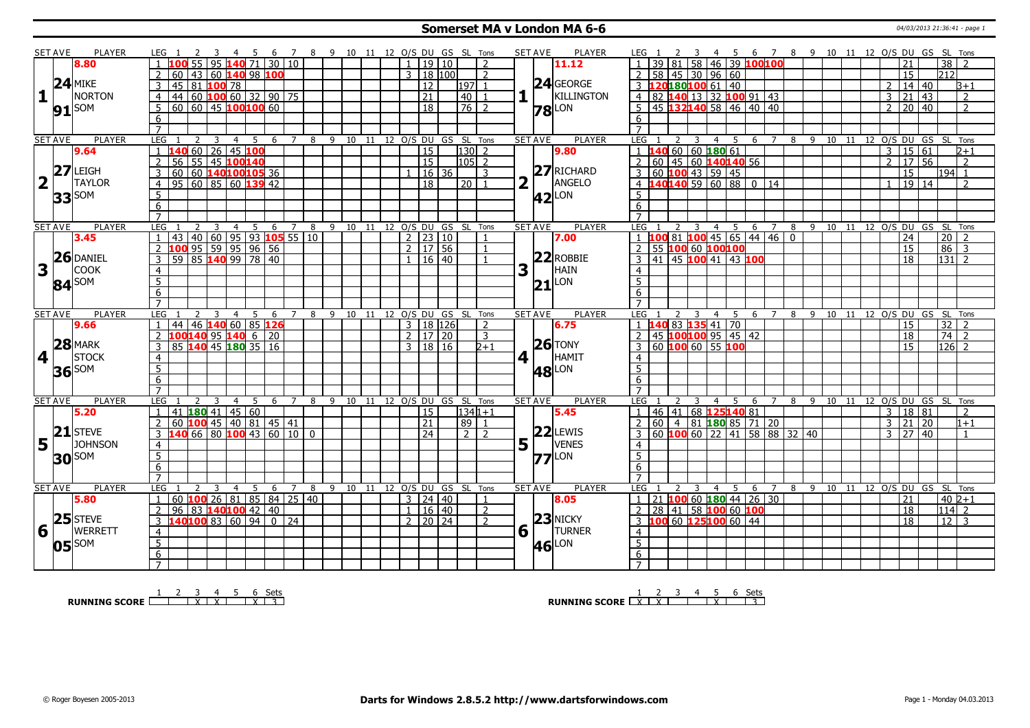# Somerset MA v London MA 6-6

04/03/2013 21:36:41 - page 1

| SET AVE | PLAYER | LEG | 1 | 2 | 3 | 4 | 5 | 6 | 7 | 8 | 9 | 10 | 11 | 12 | O/S | DU | GS | SL | Tons | SET AVE | PLAYER | LEG | 1 | 2 | 3 | 4 | 5 | 6 | 7 | 8 | 9 | 10 | 11 | 12 | O/S | DU | GS | SL | Tons |
|---|---|---|---|---|---|---|---|---|---|---|---|---|---|---|---|---|---|---|---|---|---|---|---|---|---|---|---|---|---|---|---|---|---|---|---|---|---|---|---|
| 1 | 8.80 24.91 MIKE NORTON SOM | 1 | 100 | 55 | 95 | 140 | 71 | 30 | 10 | | | | | | 1 | 19 | 10 | | 2 | 1 | 11.12 24.78 GEORGE KILLINGTON LON | 1 | 39 | 81 | 58 | 46 | 39 | 100 | 100 | | | | | | | 21 | | 38 | 2 |
| | | 2 | 60 | 43 | 60 | 140 | 98 | 100 | | | | | | | 3 | 18 | 100 | | 2 | | | 2 | 58 | 45 | 30 | 96 | 60 | | | | | | | | | 15 | | 212 | |
| | | 3 | 45 | 81 | 100 | 78 | | | | | | | | | | 12 | | 197 | 1 | | | 3 | 120 | 180 | 100 | 61 | 40 | | | | | | | | 2 | 14 | 40 | | 3+1 |
| | | 4 | 44 | 60 | 100 | 60 | 32 | 90 | 75 | | | | | | | 21 | | 40 | 1 | | | 4 | 82 | 140 | 13 | 32 | 100 | 91 | 43 | | | | | | 3 | 21 | 43 | | 2 |
| | | 5 | 60 | 60 | 45 | 100 | 100 | 60 | | | | | | | | 18 | | 76 | 2 | | | 5 | 45 | 132 | 140 | 58 | 46 | 40 | 40 | | | | | | 2 | 20 | 40 | | 2 |
| 2 | 9.64 27.33 LEIGH TAYLOR SOM | 1 | 140 | 60 | 26 | 45 | 100 | | | | | | | | | 15 | | 130 | 2 | 2 | 9.80 27.42 RICHARD ANGELO LON | 1 | 140 | 60 | 60 | 180 | 61 | | | | | | | | 3 | 15 | 61 | | 2+1 |
| | | 2 | 56 | 55 | 45 | 100 | 140 | | | | | | | | | 15 | | 105 | 2 | | | 2 | 60 | 45 | 60 | 140 | 140 | 56 | | | | | | | 2 | 17 | 56 | | 2 |
| | | 3 | 60 | 60 | 140 | 100 | 105 | 36 | | | | | | | 1 | 16 | 36 | | 3 | | | 3 | 60 | 100 | 43 | 59 | 45 | | | | | | | | | 15 | | 194 | 1 |
| | | 4 | 95 | 60 | 85 | 60 | 139 | 42 | | | | | | | | 18 | | 20 | 1 | | | 4 | 140 | 140 | 59 | 60 | 88 | 0 | 14 | | | | | | 1 | 19 | 14 | | 2 |
| 3 | 3.45 26.84 DANIEL COOK SOM | 1 | 43 | 40 | 60 | 95 | 93 | 105 | 55 | 10 | | | | | 2 | 23 | 10 | | 1 | 3 | 7.00 22.21 ROBBIE HAIN LON | 1 | 100 | 81 | 100 | 45 | 65 | 44 | 46 | 0 | | | | | | 24 | | 20 | 2 |
| | | 2 | 100 | 95 | 59 | 95 | 96 | 56 | | | | | | | 2 | 17 | 56 | | 1 | | | 2 | 55 | 100 | 60 | 100 | 100 | | | | | | | | | 15 | | 86 | 3 |
| | | 3 | 59 | 85 | 140 | 99 | 78 | 40 | | | | | | | 1 | 16 | 40 | | 1 | | | 3 | 41 | 45 | 100 | 41 | 43 | 100 | | | | | | | | 18 | | 131 | 2 |
| 4 | 9.66 28.36 MARK STOCK SOM | 1 | 44 | 46 | 140 | 60 | 85 | 126 | | | | | | | 3 | 18 | 126 | | 2 | 4 | 6.75 26.48 TONY HAMIT LON | 1 | 140 | 83 | 135 | 41 | 70 | | | | | | | | | 15 | | 32 | 2 |
| | | 2 | 100 | 140 | 95 | 140 | 6 | 20 | | | | | | | 2 | 17 | 20 | | 3 | | | 2 | 45 | 100 | 100 | 95 | 45 | 42 | | | | | | | | 18 | | 74 | 2 |
| | | 3 | 85 | 140 | 45 | 180 | 35 | 16 | | | | | | | 3 | 18 | 16 | | 2+1 | | | 3 | 60 | 100 | 60 | 55 | 100 | | | | | | | | | 15 | | 126 | 2 |
| 5 | 5.20 21.30 STEVE JOHNSON SOM | 1 | 41 | 180 | 41 | 45 | 60 | | | | | | | | | 15 | | 134 | 1+1 | 5 | 5.45 22.77 LEWIS VENES LON | 1 | 46 | 41 | 68 | 125 | 140 | 81 | | | | | | | 3 | 18 | 81 | | 2 |
| | | 2 | 60 | 100 | 45 | 40 | 81 | 45 | 41 | | | | | | | 21 | | 89 | 1 | | | 2 | 60 | 4 | 81 | 180 | 85 | 71 | 20 | | | | | | 3 | 21 | 20 | | 1+1 |
| | | 3 | 140 | 66 | 80 | 100 | 43 | 60 | 10 | 0 | | | | | | 24 | | 2 | 2 | | | 3 | 60 | 100 | 60 | 22 | 41 | 58 | 88 | 32 | 40 | | | | 3 | 27 | 40 | | 1 |
| 6 | 5.80 25.05 STEVE WERRETT SOM | 1 | 60 | 100 | 26 | 81 | 85 | 84 | 25 | 40 | | | | | 3 | 24 | 40 | | 1 | 6 | 8.05 23.46 NICKY TURNER LON | 1 | 21 | 100 | 60 | 180 | 44 | 26 | 30 | | | | | | | 21 | | 40 | 2+1 |
| | | 2 | 96 | 83 | 140 | 100 | 42 | 40 | | | | | | | 1 | 16 | 40 | | 2 | | | 2 | 28 | 41 | 58 | 100 | 60 | 100 | | | | | | | | 18 | | 114 | 2 |
| | | 3 | 140 | 100 | 83 | 60 | 94 | 0 | 24 | | | | | | 2 | 20 | 24 | | 2 | | | 3 | 100 | 60 | 125 | 100 | 60 | 44 | | | | | | | | 18 | | 12 | 3 |

| RUNNING SCORE | 1 | 2 | 3 | 4 | 5 | 6 | Sets |
|---|---|---|---|---|---|---|---|
| Somerset | | | X | X | | X | 3 |
| London | X | X | | | X | | 3 |

© Roger Boyesen 2005-2013 — **Darts for Windows 2.8.5.2 http://www.dartsforwindows.com** — Page 1 - Monday 04.03.2013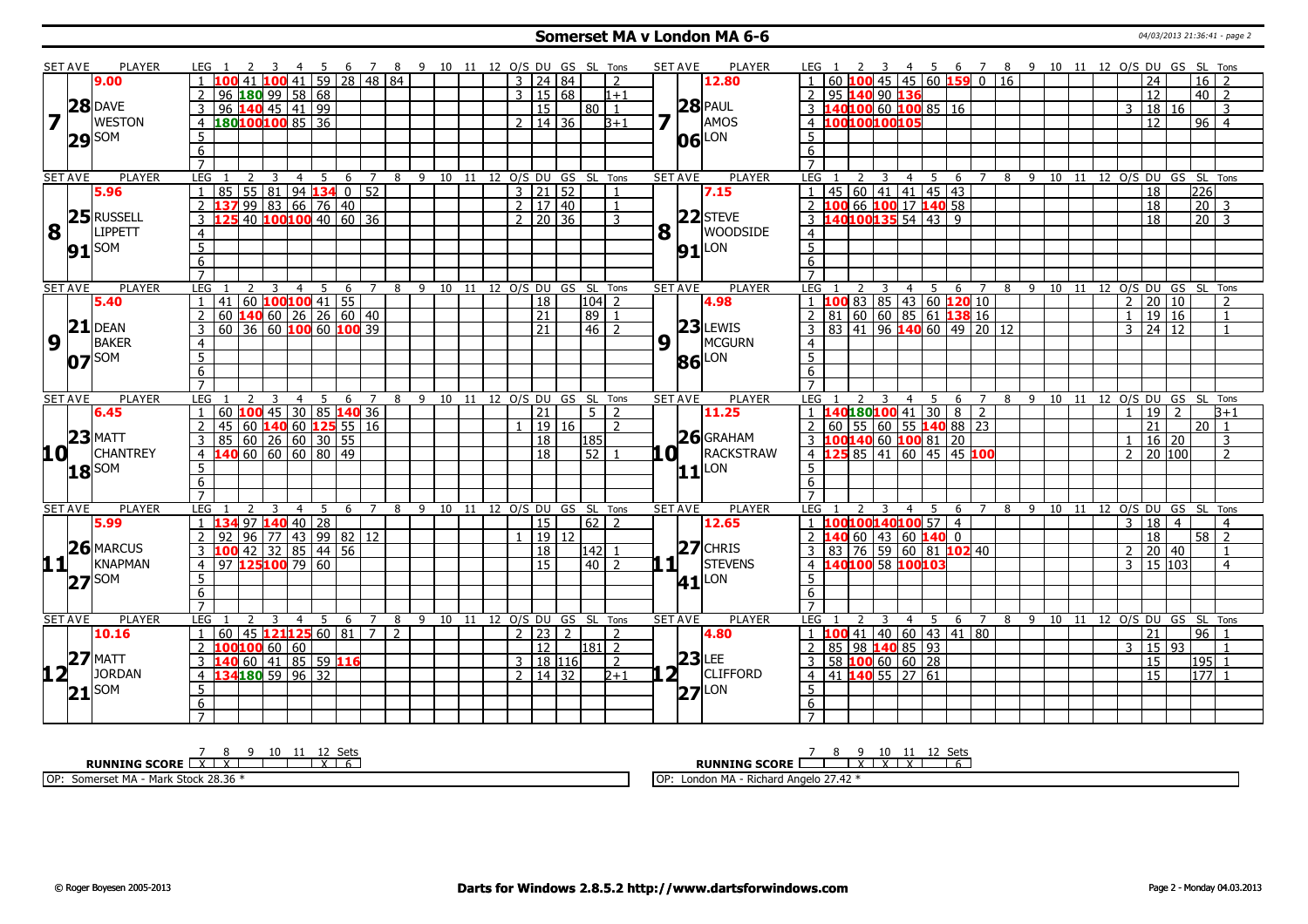# Somerset MA v London MA 6-6

04/03/2013 21:36:41 - page 2

## Set 7

| SET AVE | PLAYER | LEG | 1 | 2 | 3 | 4 | 5 | 6 | 7 | 8 | 9 | 10 | 11 | 12 | O/S | DU | GS | SL | Tons |
|---|---|---|---|---|---|---|---|---|---|---|---|---|---|---|---|---|---|---|---|
| 9.00 | 7 DAVE WESTON SOM | 1 | 100 | 41 | 100 | 41 | 59 | 28 | 48 | 84 | | | | | 3 | 24 | 84 | | 2 |
| 28 | | 2 | 96 | 180 | 99 | 58 | 68 | | | | | | | | 3 | 15 | 68 | | 1+1 |
| 29 | | 3 | 96 | 140 | 45 | 41 | 99 | | | | | | | | | 15 | | 80 | 1 |
| | | 4 | 180 | 100 | 100 | 85 | 36 | | | | | | | | 2 | 14 | 36 | | 3+1 |

| SET AVE | PLAYER | LEG | 1 | 2 | 3 | 4 | 5 | 6 | 7 | 8 | 9 | 10 | 11 | 12 | O/S | DU | GS | SL | Tons |
|---|---|---|---|---|---|---|---|---|---|---|---|---|---|---|---|---|---|---|---|
| 12.80 | 7 PAUL AMOS LON | 1 | 60 | 100 | 45 | 45 | 60 | 159 | 0 | 16 | | | | | | 24 | | 16 | 2 |
| 28 | | 2 | 95 | 140 | 90 | 136 | | | | | | | | | | 12 | | 40 | 2 |
| 06 | | 3 | 140 | 100 | 60 | 100 | 85 | 16 | | | | | | | 3 | 18 | 16 | | 3 |
| | | 4 | 100 | 100 | 100 | 105 | | | | | | | | | | 12 | | 96 | 4 |

## Set 8

| SET AVE | PLAYER | LEG | 1 | 2 | 3 | 4 | 5 | 6 | 7 | 8 | 9 | 10 | 11 | 12 | O/S | DU | GS | SL | Tons |
|---|---|---|---|---|---|---|---|---|---|---|---|---|---|---|---|---|---|---|---|
| 5.96 | 8 RUSSELL LIPPETT SOM | 1 | 85 | 55 | 81 | 94 | 134 | 0 | 52 | | | | | | 3 | 21 | 52 | | 1 |
| 25 | | 2 | 137 | 99 | 83 | 66 | 76 | 40 | | | | | | | 2 | 17 | 40 | | 1 |
| 91 | | 3 | 125 | 40 | 100 | 100 | 40 | 60 | 36 | | | | | | 2 | 20 | 36 | | 3 |

| SET AVE | PLAYER | LEG | 1 | 2 | 3 | 4 | 5 | 6 | 7 | 8 | 9 | 10 | 11 | 12 | O/S | DU | GS | SL | Tons |
|---|---|---|---|---|---|---|---|---|---|---|---|---|---|---|---|---|---|---|---|
| 7.15 | 8 STEVE WOODSIDE LON | 1 | 45 | 60 | 41 | 41 | 45 | 43 | | | | | | | | 18 | | 226 | |
| 22 | | 2 | 100 | 66 | 100 | 17 | 140 | 58 | | | | | | | | 18 | | 20 | 3 |
| 91 | | 3 | 140 | 100 | 135 | 54 | 43 | 9 | | | | | | | | 18 | | 20 | 3 |

## Set 9

| SET AVE | PLAYER | LEG | 1 | 2 | 3 | 4 | 5 | 6 | 7 | 8 | 9 | 10 | 11 | 12 | O/S | DU | GS | SL | Tons |
|---|---|---|---|---|---|---|---|---|---|---|---|---|---|---|---|---|---|---|---|
| 5.40 | 9 DEAN BAKER SOM | 1 | 41 | 60 | 100 | 100 | 41 | 55 | | | | | | | | 18 | | 104 | 2 |
| 21 | | 2 | 60 | 140 | 60 | 26 | 26 | 60 | 40 | | | | | | | 21 | | 89 | 1 |
| 07 | | 3 | 60 | 36 | 60 | 100 | 60 | 100 | 39 | | | | | | | 21 | | 46 | 2 |

| SET AVE | PLAYER | LEG | 1 | 2 | 3 | 4 | 5 | 6 | 7 | 8 | 9 | 10 | 11 | 12 | O/S | DU | GS | SL | Tons |
|---|---|---|---|---|---|---|---|---|---|---|---|---|---|---|---|---|---|---|---|
| 4.98 | 9 LEWIS MCGURN LON | 1 | 100 | 83 | 85 | 43 | 60 | 120 | 10 | | | | | | 2 | 20 | 10 | | 2 |
| 23 | | 2 | 81 | 60 | 60 | 85 | 61 | 138 | 16 | | | | | | 1 | 19 | 16 | | 1 |
| 86 | | 3 | 83 | 41 | 96 | 140 | 60 | 49 | 20 | 12 | | | | | 3 | 24 | 12 | | 1 |

## Set 10

| SET AVE | PLAYER | LEG | 1 | 2 | 3 | 4 | 5 | 6 | 7 | 8 | 9 | 10 | 11 | 12 | O/S | DU | GS | SL | Tons |
|---|---|---|---|---|---|---|---|---|---|---|---|---|---|---|---|---|---|---|---|
| 6.45 | 10 MATT CHANTREY SOM | 1 | 60 | 100 | 45 | 30 | 85 | 140 | 36 | | | | | | | 21 | | 5 | 2 |
| 23 | | 2 | 45 | 60 | 140 | 60 | 125 | 55 | 16 | | | | | | 1 | 19 | 16 | | 2 |
| 18 | | 3 | 85 | 60 | 26 | 60 | 30 | 55 | | | | | | | | 18 | | 185 | |
| | | 4 | 140 | 60 | 60 | 60 | 80 | 49 | | | | | | | | 18 | | 52 | 1 |

| SET AVE | PLAYER | LEG | 1 | 2 | 3 | 4 | 5 | 6 | 7 | 8 | 9 | 10 | 11 | 12 | O/S | DU | GS | SL | Tons |
|---|---|---|---|---|---|---|---|---|---|---|---|---|---|---|---|---|---|---|---|
| 11.25 | 10 GRAHAM RACKSTRAW LON | 1 | 140 | 180 | 100 | 41 | 30 | 8 | 2 | | | | | | 1 | 19 | 2 | | 3+1 |
| 26 | | 2 | 60 | 55 | 60 | 55 | 140 | 88 | 23 | | | | | | | 21 | | 20 | 1 |
| 11 | | 3 | 100 | 140 | 60 | 100 | 81 | 20 | | | | | | | 1 | 16 | 20 | | 3 |
| | | 4 | 125 | 85 | 41 | 60 | 45 | 45 | 100 | | | | | | 2 | 20 | 100 | | 2 |

## Set 11

| SET AVE | PLAYER | LEG | 1 | 2 | 3 | 4 | 5 | 6 | 7 | 8 | 9 | 10 | 11 | 12 | O/S | DU | GS | SL | Tons |
|---|---|---|---|---|---|---|---|---|---|---|---|---|---|---|---|---|---|---|---|
| 5.99 | 11 MARCUS KNAPMAN SOM | 1 | 134 | 97 | 140 | 40 | 28 | | | | | | | | | 15 | | 62 | 2 |
| 26 | | 2 | 92 | 96 | 77 | 43 | 99 | 82 | 12 | | | | | | 1 | 19 | 12 | | |
| 27 | | 3 | 100 | 42 | 32 | 85 | 44 | 56 | | | | | | | | 18 | | 142 | 1 |
| | | 4 | 97 | 125 | 100 | 79 | 60 | | | | | | | | | 15 | | 40 | 2 |

| SET AVE | PLAYER | LEG | 1 | 2 | 3 | 4 | 5 | 6 | 7 | 8 | 9 | 10 | 11 | 12 | O/S | DU | GS | SL | Tons |
|---|---|---|---|---|---|---|---|---|---|---|---|---|---|---|---|---|---|---|---|
| 12.65 | 11 CHRIS STEVENS LON | 1 | 100 | 100 | 140 | 100 | 57 | 4 | | | | | | | 3 | 18 | 4 | | 4 |
| 27 | | 2 | 140 | 60 | 43 | 60 | 140 | 0 | | | | | | | | 18 | | 58 | 2 |
| 41 | | 3 | 83 | 76 | 59 | 60 | 81 | 102 | 40 | | | | | | 2 | 20 | 40 | | 1 |
| | | 4 | 140 | 100 | 58 | 100 | 103 | | | | | | | | 3 | 15 | 103 | | 4 |

## Set 12

| SET AVE | PLAYER | LEG | 1 | 2 | 3 | 4 | 5 | 6 | 7 | 8 | 9 | 10 | 11 | 12 | O/S | DU | GS | SL | Tons |
|---|---|---|---|---|---|---|---|---|---|---|---|---|---|---|---|---|---|---|---|
| 10.16 | 12 MATT JORDAN SOM | 1 | 60 | 45 | 121 | 125 | 60 | 81 | 7 | 2 | | | | | 2 | 23 | 2 | | 2 |
| 27 | | 2 | 100 | 100 | 60 | 60 | | | | | | | | | | 12 | | 181 | 2 |
| 21 | | 3 | 140 | 60 | 41 | 85 | 59 | 116 | | | | | | | 3 | 18 | 116 | | 2 |
| | | 4 | 134 | 180 | 59 | 96 | 32 | | | | | | | | 2 | 14 | 32 | | 2+1 |

| SET AVE | PLAYER | LEG | 1 | 2 | 3 | 4 | 5 | 6 | 7 | 8 | 9 | 10 | 11 | 12 | O/S | DU | GS | SL | Tons |
|---|---|---|---|---|---|---|---|---|---|---|---|---|---|---|---|---|---|---|---|
| 4.80 | 12 LEE CLIFFORD LON | 1 | 100 | 41 | 40 | 60 | 43 | 41 | 80 | | | | | | | 21 | | 96 | 1 |
| 23 | | 2 | 85 | 98 | 140 | 85 | 93 | | | | | | | | 3 | 15 | 93 | | 1 |
| 27 | | 3 | 58 | 100 | 60 | 60 | 28 | | | | | | | | | 15 | | 195 | 1 |
| | | 4 | 41 | 140 | 55 | 27 | 61 | | | | | | | | | 15 | | 177 | 1 |

| RUNNING SCORE | 7 | 8 | 9 | 10 | 11 | 12 | Sets |
|---|---|---|---|---|---|---|---|
| Somerset MA | X | X | | | | X | 6 |
| London MA | | | X | X | X | | 6 |

OP: Somerset MA - Mark Stock 28.36 *

OP: London MA - Richard Angelo 27.42 *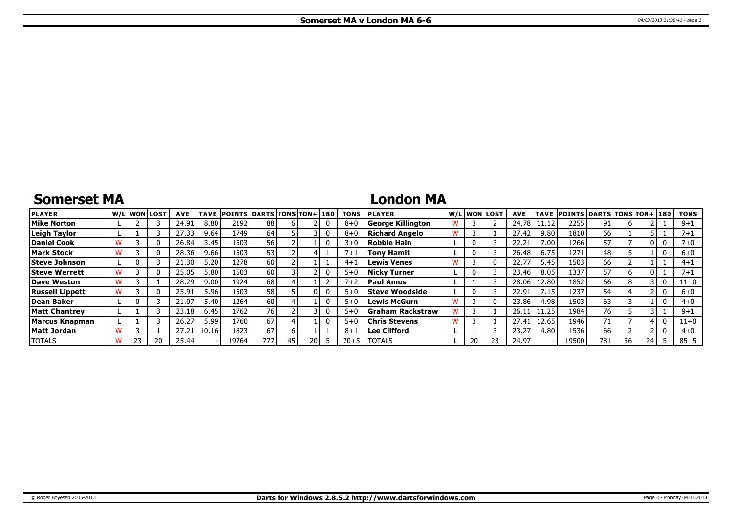# Somerset MA v London MA 6-6

## Somerset MA

| PLAYER | W/L | WON | LOST | AVE | TAVE | POINTS | DARTS | TONS | TON+ | 180 | TONS |
|---|---|---|---|---|---|---|---|---|---|---|---|
| Mike Norton | L | 2 | 3 | 24.91 | 8.80 | 2192 | 88 | 6 | 2 | 0 | 8+0 |
| Leigh Taylor | L | 1 | 3 | 27.33 | 9.64 | 1749 | 64 | 5 | 3 | 0 | 8+0 |
| Daniel Cook | W | 3 | 0 | 26.84 | 3.45 | 1503 | 56 | 2 | 1 | 0 | 3+0 |
| Mark Stock | W | 3 | 0 | 28.36 | 9.66 | 1503 | 53 | 2 | 4 | 1 | 7+1 |
| Steve Johnson | L | 0 | 3 | 21.30 | 5.20 | 1278 | 60 | 2 | 1 | 1 | 4+1 |
| Steve Werrett | W | 3 | 0 | 25.05 | 5.80 | 1503 | 60 | 3 | 2 | 0 | 5+0 |
| Dave Weston | W | 3 | 1 | 28.29 | 9.00 | 1924 | 68 | 4 | 1 | 2 | 7+2 |
| Russell Lippett | W | 3 | 0 | 25.91 | 5.96 | 1503 | 58 | 5 | 0 | 0 | 5+0 |
| Dean Baker | L | 0 | 3 | 21.07 | 5.40 | 1264 | 60 | 4 | 1 | 0 | 5+0 |
| Matt Chantrey | L | 1 | 3 | 23.18 | 6.45 | 1762 | 76 | 2 | 3 | 0 | 5+0 |
| Marcus Knapman | L | 1 | 3 | 26.27 | 5.99 | 1760 | 67 | 4 | 1 | 0 | 5+0 |
| Matt Jordan | W | 3 | 1 | 27.21 | 10.16 | 1823 | 67 | 6 | 1 | 1 | 8+1 |
| TOTALS | W | 23 | 20 | 25.44 | - | 19764 | 777 | 45 | 20 | 5 | 70+5 |

## London MA

| PLAYER | W/L | WON | LOST | AVE | TAVE | POINTS | DARTS | TONS | TON+ | 180 | TONS |
|---|---|---|---|---|---|---|---|---|---|---|---|
| George Killington | W | 3 | 2 | 24.78 | 11.12 | 2255 | 91 | 6 | 2 | 1 | 9+1 |
| Richard Angelo | W | 3 | 1 | 27.42 | 9.80 | 1810 | 66 | 1 | 5 | 1 | 7+1 |
| Robbie Hain | L | 0 | 3 | 22.21 | 7.00 | 1266 | 57 | 7 | 0 | 0 | 7+0 |
| Tony Hamit | L | 0 | 3 | 26.48 | 6.75 | 1271 | 48 | 5 | 1 | 0 | 6+0 |
| Lewis Venes | W | 3 | 0 | 22.77 | 5.45 | 1503 | 66 | 2 | 1 | 1 | 4+1 |
| Nicky Turner | L | 0 | 3 | 23.46 | 8.05 | 1337 | 57 | 6 | 0 | 1 | 7+1 |
| Paul Amos | L | 1 | 3 | 28.06 | 12.80 | 1852 | 66 | 8 | 3 | 0 | 11+0 |
| Steve Woodside | L | 0 | 3 | 22.91 | 7.15 | 1237 | 54 | 4 | 2 | 0 | 6+0 |
| Lewis McGurn | W | 3 | 0 | 23.86 | 4.98 | 1503 | 63 | 3 | 1 | 0 | 4+0 |
| Graham Rackstraw | W | 3 | 1 | 26.11 | 11.25 | 1984 | 76 | 5 | 3 | 1 | 9+1 |
| Chris Stevens | W | 3 | 1 | 27.41 | 12.65 | 1946 | 71 | 7 | 4 | 0 | 11+0 |
| Lee Clifford | L | 1 | 3 | 23.27 | 4.80 | 1536 | 66 | 2 | 2 | 0 | 4+0 |
| TOTALS | L | 20 | 23 | 24.97 | - | 19500 | 781 | 56 | 24 | 5 | 85+5 |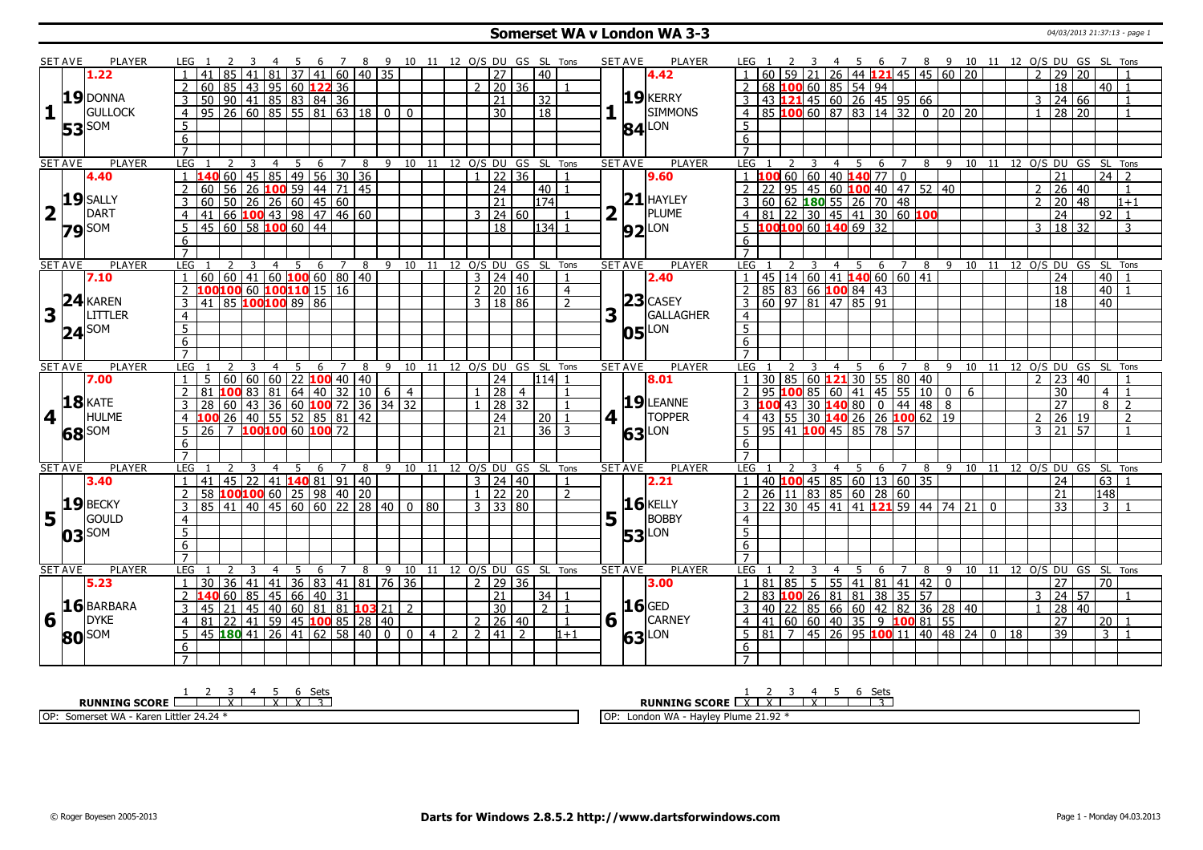# Somerset WA v London WA 3-3

04/03/2013 21:37:13 - page 1

| SET AVE | PLAYER | LEG | 1 | 2 | 3 | 4 | 5 | 6 | 7 | 8 | 9 | 10 | 11 | 12 | O/S | DU | GS | SL | Tons | SET AVE | PLAYER | LEG | 1 | 2 | 3 | 4 | 5 | 6 | 7 | 8 | 9 | 10 | 11 | 12 | O/S | DU | GS | SL | Tons |
|---|---|---|---|---|---|---|---|---|---|---|---|---|---|---|---|---|---|---|---|---|---|---|---|---|---|---|---|---|---|---|---|---|---|---|---|---|---|---|---|
| 1 | 1.22 / 19 DONNA GULLOCK / 53 SOM | 1 | 41 | 85 | 41 | 81 | 37 | 41 | 60 | 40 | 35 | | | | | 27 | | 40 | | 1 | 4.42 / 19 KERRY SIMMONS / 84 LON | 1 | 60 | 59 | 21 | 26 | 44 | 121 | 45 | 45 | 60 | 20 | | | 2 | 29 | 20 | | 1 |
| | | 2 | 60 | 85 | 43 | 95 | 60 | 122 | 36 | | | | | | 2 | 20 | 36 | | 1 | | | 2 | 68 | 100 | 60 | 85 | 54 | 94 | | | | | | | | 18 | | 40 | 1 |
| | | 3 | 50 | 90 | 41 | 85 | 83 | 84 | 36 | | | | | | | 21 | | 32 | | | | 3 | 43 | 121 | 45 | 60 | 26 | 45 | 95 | 66 | | | | | 3 | 24 | 66 | | 1 |
| | | 4 | 95 | 26 | 60 | 85 | 55 | 81 | 63 | 18 | 0 | 0 | | | | 30 | | 18 | | | | 4 | 85 | 100 | 60 | 87 | 83 | 14 | 32 | 0 | 20 | 20 | | | 1 | 28 | 20 | | 1 |
| 2 | 4.40 / 19 SALLY DART / 79 SOM | 1 | 140 | 60 | 45 | 85 | 49 | 56 | 30 | 36 | | | | | 1 | 22 | 36 | | 1 | 9.60 / 21 HAYLEY PLUME / 92 LON | 1 | 100 | 60 | 60 | 40 | 140 | 77 | 0 | | | | | | | 21 | | 24 | 2 |
| | | 2 | 60 | 56 | 26 | 100 | 59 | 44 | 71 | 45 | | | | | | 24 | | 40 | 1 | | | 2 | 22 | 95 | 45 | 60 | 100 | 40 | 47 | 52 | 40 | | | | 2 | 26 | 40 | | 1 |
| | | 3 | 60 | 50 | 26 | 26 | 60 | 45 | 60 | | | | | | | 21 | | 174 | | | | 3 | 60 | 62 | 180 | 55 | 26 | 70 | 48 | | | | | | 2 | 20 | 48 | | 1+1 |
| | | 4 | 41 | 66 | 100 | 43 | 98 | 47 | 46 | 60 | | | | | 3 | 24 | 60 | | 1 | | | 4 | 81 | 22 | 30 | 45 | 41 | 30 | 60 | 100 | | | | | | 24 | | 92 | 1 |
| | | 5 | 45 | 60 | 58 | 100 | 60 | 44 | | | | | | | | 18 | | 134 | 1 | | | 5 | 100 | 100 | 60 | 140 | 69 | 32 | | | | | | | 3 | 18 | 32 | | 3 |
| 3 | 7.10 / 24 KAREN LITTLER / 24 SOM | 1 | 60 | 60 | 41 | 60 | 100 | 60 | 80 | 40 | | | | | 3 | 24 | 40 | | 1 | 2.40 / 23 CASEY GALLAGHER / 05 LON | 1 | 45 | 14 | 60 | 41 | 140 | 60 | 60 | 41 | | | | | | 24 | | 40 | 1 |
| | | 2 | 100 | 100 | 60 | 100 | 110 | 15 | 16 | | | | | | 2 | 20 | 16 | | 4 | | | 2 | 85 | 83 | 66 | 100 | 84 | 43 | | | | | | | | 18 | | 40 | 1 |
| | | 3 | 41 | 85 | 100 | 100 | 89 | 86 | | | | | | | 3 | 18 | 86 | | 2 | | | 3 | 60 | 97 | 81 | 47 | 85 | 91 | | | | | | | | 18 | | 40 | |
| 4 | 7.00 / 18 KATE HULME / 68 SOM | 1 | 5 | 60 | 60 | 60 | 22 | 100 | 40 | 40 | | | | | | 24 | | 114 | 1 | 8.01 / 19 LEANNE TOPPER / 63 LON | 1 | 30 | 85 | 60 | 121 | 30 | 55 | 80 | 40 | | | | | 2 | 23 | 40 | | 1 |
| | | 2 | 81 | 100 | 83 | 81 | 64 | 40 | 32 | 10 | 6 | 4 | | | 1 | 28 | 4 | | 1 | | | 2 | 95 | 100 | 85 | 60 | 41 | 45 | 55 | 10 | 0 | 6 | | | | 30 | | 4 | 1 |
| | | 3 | 28 | 60 | 43 | 36 | 60 | 100 | 72 | 36 | 34 | 32 | | | 1 | 28 | 32 | | 1 | | | 3 | 100 | 43 | 30 | 140 | 80 | 0 | 44 | 48 | 8 | | | | | 27 | | 8 | 2 |
| | | 4 | 100 | 26 | 40 | 55 | 52 | 85 | 81 | 42 | | | | | | 24 | | 20 | 1 | | | 4 | 43 | 55 | 30 | 140 | 26 | 26 | 100 | 62 | 19 | | | | 2 | 26 | 19 | | 2 |
| | | 5 | 26 | 7 | 100 | 100 | 60 | 100 | 72 | | | | | | | 21 | | 36 | 3 | | | 5 | 95 | 41 | 100 | 45 | 85 | 78 | 57 | | | | | | 3 | 21 | 57 | | 1 |
| 5 | 3.40 / 19 BECKY GOULD / 03 SOM | 1 | 41 | 45 | 22 | 41 | 140 | 81 | 91 | 40 | | | | | 3 | 24 | 40 | | 1 | 2.21 / 16 KELLY BOBBY / 53 LON | 1 | 40 | 100 | 45 | 85 | 60 | 13 | 60 | 35 | | | | | | 24 | | 63 | 1 |
| | | 2 | 58 | 100 | 100 | 60 | 25 | 98 | 40 | 20 | | | | | 1 | 22 | 20 | | 2 | | | 2 | 26 | 11 | 83 | 85 | 60 | 28 | 60 | | | | | | | 21 | | 148 | |
| | | 3 | 85 | 41 | 40 | 45 | 60 | 60 | 22 | 28 | 40 | 0 | 80 | | 3 | 33 | 80 | | | | | 3 | 22 | 30 | 45 | 41 | 41 | 121 | 59 | 44 | 74 | 21 | 0 | | | 33 | | 3 | 1 |
| 6 | 5.23 / 16 BARBARA DYKE / 80 SOM | 1 | 30 | 36 | 41 | 41 | 36 | 83 | 41 | 81 | 76 | 36 | | | 2 | 29 | 36 | | | 3.00 / 16 GED CARNEY / 63 LON | 1 | 81 | 85 | 5 | 55 | 41 | 81 | 41 | 42 | 0 | | | | | 27 | | 70 | |
| | | 2 | 140 | 60 | 85 | 45 | 66 | 40 | 31 | | | | | | | 21 | | 34 | 1 | | | 2 | 83 | 100 | 26 | 81 | 81 | 38 | 35 | 57 | | | | | 3 | 24 | 57 | | 1 |
| | | 3 | 45 | 21 | 45 | 40 | 60 | 81 | 81 | 103 | 21 | 2 | | | | 30 | | 2 | 1 | | | 3 | 40 | 22 | 85 | 66 | 60 | 42 | 82 | 36 | 28 | 40 | | | 1 | 28 | 40 | | |
| | | 4 | 81 | 22 | 41 | 59 | 45 | 100 | 85 | 28 | 40 | | | | 2 | 26 | 40 | | 1 | | | 4 | 41 | 60 | 60 | 40 | 35 | 9 | 100 | 81 | 55 | | | | | 27 | | 20 | 1 |
| | | 5 | 45 | 180 | 41 | 26 | 41 | 62 | 58 | 40 | 0 | 0 | 4 | 2 | 2 | 41 | 2 | | 1+1 | | | 5 | 81 | 7 | 45 | 26 | 95 | 100 | 11 | 40 | 48 | 24 | 0 | 18 | | 39 | | 3 | 1 |

| RUNNING SCORE | 1 | 2 | 3 | 4 | 5 | 6 | Sets |
|---|---|---|---|---|---|---|---|
| Somerset WA | | X | | X | X | | 3 |
| London WA | X | X | | X | | | 3 |

OP: Somerset WA - Karen Littler 24.24 *

OP: London WA - Hayley Plume 21.92 *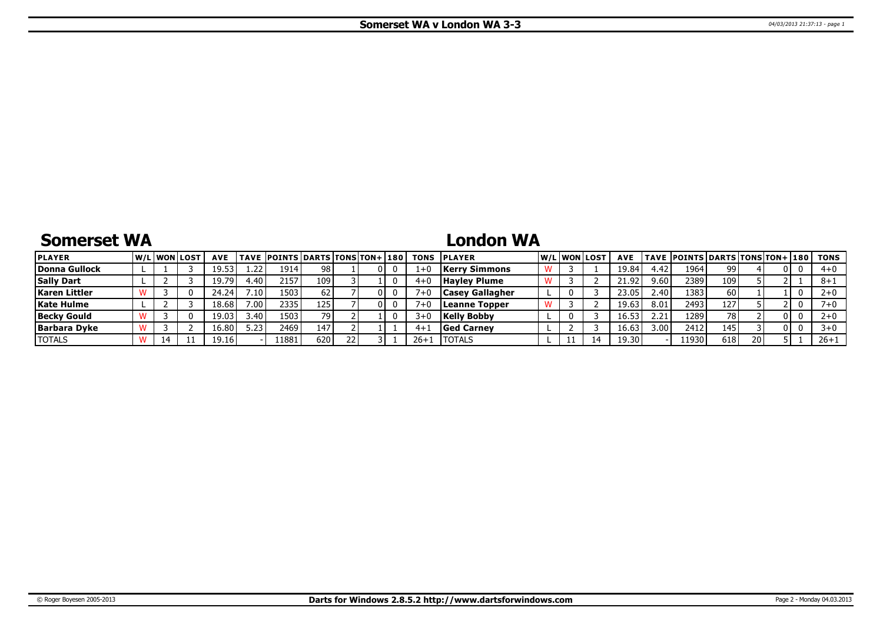# Somerset WA v London WA 3-3

## Somerset WA

| PLAYER | W/L | WON | LOST | AVE | TAVE | POINTS | DARTS | TONS | TON+ | 180 | TONS |
|---|---|---|---|---|---|---|---|---|---|---|---|
| Donna Gullock | L | 1 | 3 | 19.53 | 1.22 | 1914 | 98 | 1 | 0 | 0 | 1+0 |
| Sally Dart | L | 2 | 3 | 19.79 | 4.40 | 2157 | 109 | 3 | 1 | 0 | 4+0 |
| Karen Littler | W | 3 | 0 | 24.24 | 7.10 | 1503 | 62 | 7 | 0 | 0 | 7+0 |
| Kate Hulme | L | 2 | 3 | 18.68 | 7.00 | 2335 | 125 | 7 | 0 | 0 | 7+0 |
| Becky Gould | W | 3 | 0 | 19.03 | 3.40 | 1503 | 79 | 2 | 1 | 0 | 3+0 |
| Barbara Dyke | W | 3 | 2 | 16.80 | 5.23 | 2469 | 147 | 2 | 1 | 1 | 4+1 |
| TOTALS | W | 14 | 11 | 19.16 | - | 11881 | 620 | 22 | 3 | 1 | 26+1 |

## London WA

| PLAYER | W/L | WON | LOST | AVE | TAVE | POINTS | DARTS | TONS | TON+ | 180 | TONS |
|---|---|---|---|---|---|---|---|---|---|---|---|
| Kerry Simmons | W | 3 | 1 | 19.84 | 4.42 | 1964 | 99 | 4 | 0 | 0 | 4+0 |
| Hayley Plume | W | 3 | 2 | 21.92 | 9.60 | 2389 | 109 | 5 | 2 | 1 | 8+1 |
| Casey Gallagher | L | 0 | 3 | 23.05 | 2.40 | 1383 | 60 | 1 | 1 | 0 | 2+0 |
| Leanne Topper | W | 3 | 2 | 19.63 | 8.01 | 2493 | 127 | 5 | 2 | 0 | 7+0 |
| Kelly Bobby | L | 0 | 3 | 16.53 | 2.21 | 1289 | 78 | 2 | 0 | 0 | 2+0 |
| Ged Carney | L | 2 | 3 | 16.63 | 3.00 | 2412 | 145 | 3 | 0 | 0 | 3+0 |
| TOTALS | L | 11 | 14 | 19.30 | - | 11930 | 618 | 20 | 5 | 1 | 26+1 |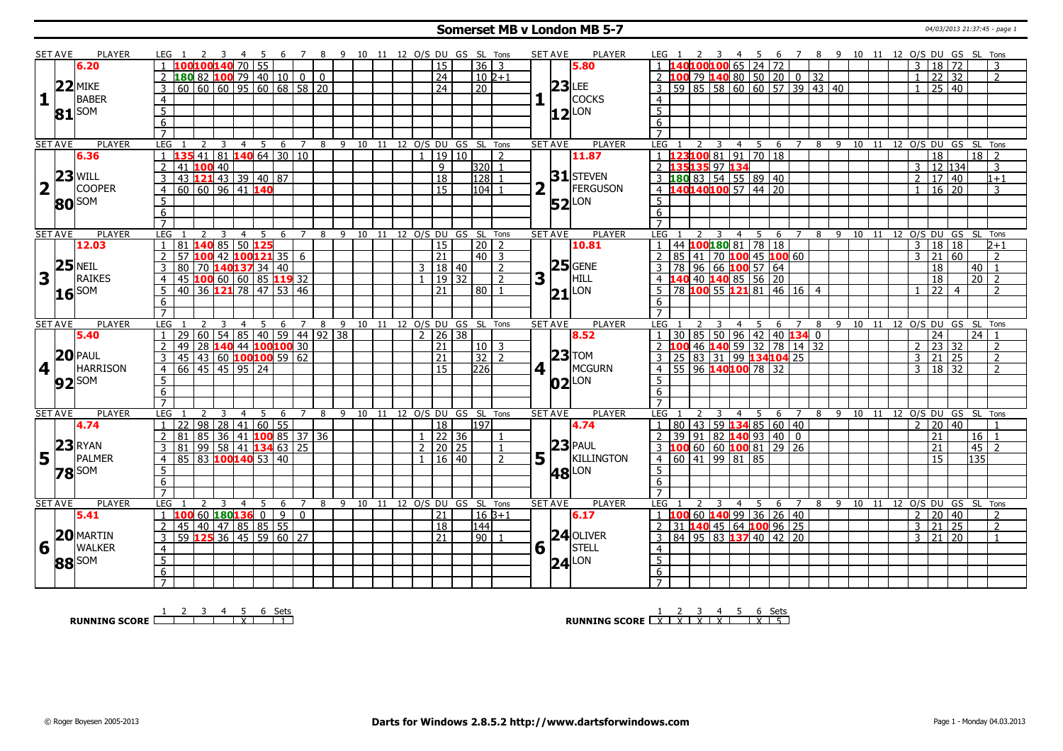# Somerset MB v London MB 5-7

04/03/2013 21:37:45 - page 1

| SET AVE | PLAYER | LEG | 1 | 2 | 3 | 4 | 5 | 6 | 7 | 8 | 9 | 10 | 11 | 12 | O/S | DU | GS | SL | Tons | SET AVE | PLAYER | LEG | 1 | 2 | 3 | 4 | 5 | 6 | 7 | 8 | 9 | 10 | 11 | 12 | O/S | DU | GS | SL | Tons |
|---|---|---|---|---|---|---|---|---|---|---|---|---|---|---|---|---|---|---|---|---|---|---|---|---|---|---|---|---|---|---|---|---|---|---|---|---|---|---|---|
| 6.20 | | 1 | 100 | 100 | 140 | 70 | 55 | | | | | | | | | 15 | | 36 | 3 | 5.80 | | 1 | 140 | 100 | 100 | 65 | 24 | 72 | | | | | | | 3 | 18 | 72 | | 3 |
| 22 | MIKE | 2 | 180 | 82 | 100 | 79 | 40 | 10 | 0 | 0 | | | | | | 24 | | 10 | 2+1 | 23 | LEE | 2 | 100 | 79 | 140 | 80 | 50 | 20 | 0 | 32 | | | | | 1 | 22 | 32 | | 2 |
| 1 | BABER | 3 | 60 | 60 | 60 | 95 | 60 | 68 | 58 | 20 | | | | | | 24 | | 20 | | 1 | COCKS | 3 | 59 | 85 | 58 | 60 | 60 | 57 | 39 | 43 | 40 | | | | 1 | 25 | 40 | | |
| 81 | SOM | 4 | | | | | | | | | | | | | | | | | | 12 | LON | 4 | | | | | | | | | | | | | | | | | |
| SET AVE | PLAYER | LEG | 1 | 2 | 3 | 4 | 5 | 6 | 7 | 8 | 9 | 10 | 11 | 12 | O/S | DU | GS | SL | Tons | SET AVE | PLAYER | LEG | 1 | 2 | 3 | 4 | 5 | 6 | 7 | 8 | 9 | 10 | 11 | 12 | O/S | DU | GS | SL | Tons |
| 6.36 | | 1 | 135 | 41 | 81 | 140 | 64 | 30 | 10 | | | | | | 1 | 19 | 10 | | 2 | 11.87 | | 1 | 123 | 100 | 81 | 91 | 70 | 18 | | | | | | | | 18 | | 18 | 2 |
| 23 | WILL | 2 | 41 | 100 | 40 | | | | | | | | | | | 9 | | 320 | 1 | 31 | STEVEN | 2 | 135 | 135 | 97 | 134 | | | | | | | | | 3 | 12 | 134 | | 3 |
| 2 | COOPER | 3 | 43 | 121 | 43 | 39 | 40 | 87 | | | | | | | | 18 | | 128 | 1 | 2 | FERGUSON | 3 | 180 | 83 | 54 | 55 | 89 | 40 | | | | | | | 2 | 17 | 40 | | 1+1 |
| 80 | SOM | 4 | 60 | 60 | 96 | 41 | 140 | | | | | | | | | 15 | | 104 | 1 | 52 | LON | 4 | 140 | 140 | 100 | 57 | 44 | 20 | | | | | | | 1 | 16 | 20 | | 3 |
| SET AVE | PLAYER | LEG | 1 | 2 | 3 | 4 | 5 | 6 | 7 | 8 | 9 | 10 | 11 | 12 | O/S | DU | GS | SL | Tons | SET AVE | PLAYER | LEG | 1 | 2 | 3 | 4 | 5 | 6 | 7 | 8 | 9 | 10 | 11 | 12 | O/S | DU | GS | SL | Tons |
| 12.03 | | 1 | 81 | 140 | 85 | 50 | 125 | | | | | | | | | 15 | | 20 | 2 | 10.81 | | 1 | 44 | 100 | 180 | 81 | 78 | 18 | | | | | | | 3 | 18 | 18 | | 2+1 |
| 25 | NEIL | 2 | 57 | 100 | 42 | 100 | 121 | 35 | 6 | | | | | | | 21 | | 40 | 3 | 25 | GENE | 2 | 85 | 41 | 70 | 100 | 45 | 100 | 60 | | | | | | 3 | 21 | 60 | | 2 |
| 3 | RAIKES | 3 | 80 | 70 | 140 | 137 | 34 | 40 | | | | | | | 3 | 18 | 40 | | 2 | 3 | HILL | 3 | 78 | 96 | 66 | 100 | 57 | 64 | | | | | | | | 18 | | 40 | 1 |
| 16 | SOM | 4 | 45 | 100 | 60 | 60 | 85 | 119 | 32 | | | | | | 1 | 19 | 32 | | 2 | 21 | LON | 4 | 140 | 40 | 140 | 85 | 56 | 20 | | | | | | | | 18 | | 20 | 2 |
| | | 5 | 40 | 36 | 121 | 78 | 47 | 53 | 46 | | | | | | | 21 | | 80 | 1 | | | 5 | 78 | 100 | 55 | 121 | 81 | 46 | 16 | 4 | | | | | 1 | 22 | 4 | | 2 |
| SET AVE | PLAYER | LEG | 1 | 2 | 3 | 4 | 5 | 6 | 7 | 8 | 9 | 10 | 11 | 12 | O/S | DU | GS | SL | Tons | SET AVE | PLAYER | LEG | 1 | 2 | 3 | 4 | 5 | 6 | 7 | 8 | 9 | 10 | 11 | 12 | O/S | DU | GS | SL | Tons |
| 5.40 | | 1 | 29 | 60 | 54 | 85 | 40 | 59 | 44 | 92 | 38 | | | | 2 | 26 | 38 | | | 8.52 | | 1 | 30 | 85 | 50 | 96 | 42 | 40 | 134 | 0 | | | | | | 24 | | 24 | 1 |
| 20 | PAUL | 2 | 49 | 28 | 140 | 44 | 100 | 100 | 30 | | | | | | | 21 | | 10 | 3 | 23 | TOM | 2 | 100 | 46 | 140 | 59 | 32 | 78 | 14 | 32 | | | | | 2 | 23 | 32 | | 2 |
| 4 | HARRISON | 3 | 45 | 43 | 60 | 100 | 100 | 59 | 62 | | | | | | | 21 | | 32 | 2 | 4 | MCGURN | 3 | 25 | 83 | 31 | 99 | 134 | 104 | 25 | | | | | | 3 | 21 | 25 | | 2 |
| 92 | SOM | 4 | 66 | 45 | 45 | 95 | 24 | | | | | | | | | 15 | | 226 | | 02 | LON | 4 | 55 | 96 | 140 | 100 | 78 | 32 | | | | | | | 3 | 18 | 32 | | 2 |
| SET AVE | PLAYER | LEG | 1 | 2 | 3 | 4 | 5 | 6 | 7 | 8 | 9 | 10 | 11 | 12 | O/S | DU | GS | SL | Tons | SET AVE | PLAYER | LEG | 1 | 2 | 3 | 4 | 5 | 6 | 7 | 8 | 9 | 10 | 11 | 12 | O/S | DU | GS | SL | Tons |
| 4.74 | | 1 | 22 | 98 | 28 | 41 | 60 | 55 | | | | | | | | 18 | | 197 | | 4.74 | | 1 | 80 | 43 | 59 | 134 | 85 | 60 | 40 | | | | | | 2 | 20 | 40 | | 1 |
| 23 | RYAN | 2 | 81 | 85 | 36 | 41 | 100 | 85 | 37 | 36 | | | | | 1 | 22 | 36 | | 1 | 23 | PAUL | 2 | 39 | 91 | 82 | 140 | 93 | 40 | 0 | | | | | | | 21 | | 16 | 1 |
| 5 | PALMER | 3 | 81 | 99 | 58 | 41 | 134 | 63 | 25 | | | | | | 2 | 20 | 25 | | 1 | 5 | KILLINGTON | 3 | 100 | 60 | 60 | 100 | 81 | 29 | 26 | | | | | | | 21 | | 45 | 2 |
| 78 | SOM | 4 | 85 | 83 | 100 | 140 | 53 | 40 | | | | | | | 1 | 16 | 40 | | 2 | 48 | LON | 4 | 60 | 41 | 99 | 81 | 85 | | | | | | | | | 15 | | 135 | |
| SET AVE | PLAYER | LEG | 1 | 2 | 3 | 4 | 5 | 6 | 7 | 8 | 9 | 10 | 11 | 12 | O/S | DU | GS | SL | Tons | SET AVE | PLAYER | LEG | 1 | 2 | 3 | 4 | 5 | 6 | 7 | 8 | 9 | 10 | 11 | 12 | O/S | DU | GS | SL | Tons |
| 5.41 | | 1 | 100 | 60 | 180 | 136 | 0 | 9 | 0 | | | | | | | 21 | | 16 | 3+1 | 6.17 | | 1 | 100 | 60 | 140 | 99 | 36 | 26 | 40 | | | | | | 2 | 20 | 40 | | 2 |
| 20 | MARTIN | 2 | 45 | 40 | 47 | 85 | 85 | 55 | | | | | | | | 18 | | 144 | | 24 | OLIVER | 2 | 31 | 140 | 45 | 64 | 100 | 96 | 25 | | | | | | 3 | 21 | 25 | | 2 |
| 6 | WALKER | 3 | 59 | 125 | 36 | 45 | 59 | 60 | 27 | | | | | | | 21 | | 90 | 1 | 6 | STELL | 3 | 84 | 95 | 83 | 137 | 40 | 42 | 20 | | | | | | 3 | 21 | 20 | | 1 |
| 88 | SOM | 4 | | | | | | | | | | | | | | | | | | 24 | LON | 4 | | | | | | | | | | | | | | | | | |

| RUNNING SCORE | 1 | 2 | 3 | 4 | 5 | 6 | Sets |
|---|---|---|---|---|---|---|---|
| Somerset | | | | | X | | 1 |
| London | X | X | X | X | | X | 5 |

© Roger Boyesen 2005-2013 — **Darts for Windows 2.8.5.2 http://www.dartsforwindows.com** — Page 1 - Monday 04.03.2013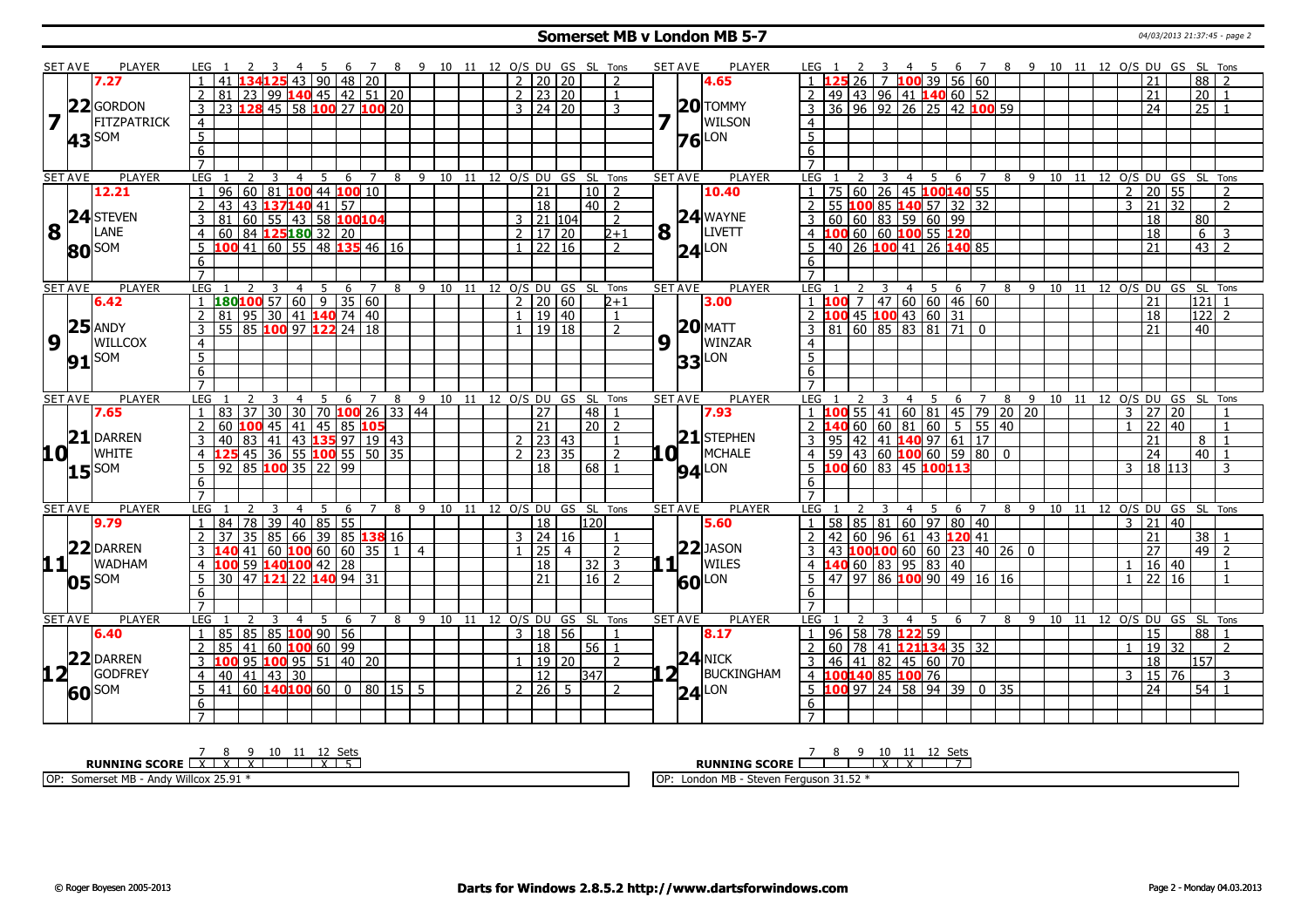# Somerset MB v London MB 5-7

## Set 7

| SET AVE | PLAYER | LEG | 1 | 2 | 3 | 4 | 5 | 6 | 7 | 8 | 9 | 10 | 11 | 12 | O/S | DU | GS | SL | Tons |
|---|---|---|---|---|---|---|---|---|---|---|---|---|---|---|---|---|---|---|---|
| 7.27 | GORDON FITZPATRICK (SOM) | 1 | 41 | 134 | 125 | 43 | 90 | 48 | 20 | | | | | | 2 | 20 | 20 | | 2 |
| 22 | | 2 | 81 | 23 | 99 | 140 | 45 | 42 | 51 | 20 | | | | | 2 | 23 | 20 | | 1 |
| 43 | | 3 | 23 | 128 | 45 | 58 | 100 | 27 | 100 | 20 | | | | | 3 | 24 | 20 | | 3 |

| SET AVE | PLAYER | LEG | 1 | 2 | 3 | 4 | 5 | 6 | 7 | 8 | 9 | 10 | 11 | 12 | O/S | DU | GS | SL | Tons |
|---|---|---|---|---|---|---|---|---|---|---|---|---|---|---|---|---|---|---|---|
| 4.65 | TOMMY WILSON (LON) | 1 | 125 | 26 | 7 | 100 | 39 | 56 | 60 | | | | | | | 21 | | 88 | 2 |
| 20 | | 2 | 49 | 43 | 96 | 41 | 140 | 60 | 52 | | | | | | | 21 | | 20 | 1 |
| 76 | | 3 | 36 | 96 | 92 | 26 | 25 | 42 | 100 | 59 | | | | | | 24 | | 25 | 1 |

## Set 8

| SET AVE | PLAYER | LEG | 1 | 2 | 3 | 4 | 5 | 6 | 7 | 8 | 9 | 10 | 11 | 12 | O/S | DU | GS | SL | Tons |
|---|---|---|---|---|---|---|---|---|---|---|---|---|---|---|---|---|---|---|---|
| 12.21 | STEVEN LANE (SOM) | 1 | 96 | 60 | 81 | 100 | 44 | 100 | 10 | | | | | | | 21 | | 10 | 2 |
| 24 | | 2 | 43 | 43 | 137 | 140 | 41 | 57 | | | | | | | | 18 | | 40 | 2 |
| 80 | | 3 | 81 | 60 | 55 | 43 | 58 | 100 | 104 | | | | | | 3 | 21 | 104 | | 2 |
| | | 4 | 60 | 84 | 125 | 180 | 32 | 20 | | | | | | | 2 | 17 | 20 | | 2+1 |
| | | 5 | 100 | 41 | 60 | 55 | 48 | 135 | 46 | 16 | | | | | 1 | 22 | 16 | | 2 |

| SET AVE | PLAYER | LEG | 1 | 2 | 3 | 4 | 5 | 6 | 7 | 8 | 9 | 10 | 11 | 12 | O/S | DU | GS | SL | Tons |
|---|---|---|---|---|---|---|---|---|---|---|---|---|---|---|---|---|---|---|---|
| 10.40 | WAYNE LIVETT (LON) | 1 | 75 | 60 | 26 | 45 | 100 | 140 | 55 | | | | | | 2 | 20 | 55 | | 2 |
| 24 | | 2 | 55 | 100 | 85 | 140 | 57 | 32 | 32 | | | | | | 3 | 21 | 32 | | 2 |
| 24 | | 3 | 60 | 60 | 83 | 59 | 60 | 99 | | | | | | | | 18 | | 80 | |
| | | 4 | 100 | 60 | 60 | 100 | 55 | 120 | | | | | | | | 18 | | 6 | 3 |
| | | 5 | 40 | 26 | 100 | 41 | 26 | 140 | 85 | | | | | | | 21 | | 43 | 2 |

## Set 9

| SET AVE | PLAYER | LEG | 1 | 2 | 3 | 4 | 5 | 6 | 7 | 8 | 9 | 10 | 11 | 12 | O/S | DU | GS | SL | Tons |
|---|---|---|---|---|---|---|---|---|---|---|---|---|---|---|---|---|---|---|---|
| 6.42 | ANDY WILLCOX (SOM) | 1 | 180 | 100 | 57 | 60 | 9 | 35 | 60 | | | | | | 2 | 20 | 60 | | 2+1 |
| 25 | | 2 | 81 | 95 | 30 | 41 | 140 | 74 | 40 | | | | | | 1 | 19 | 40 | | 1 |
| 91 | | 3 | 55 | 85 | 100 | 97 | 122 | 24 | 18 | | | | | | 1 | 19 | 18 | | 2 |

| SET AVE | PLAYER | LEG | 1 | 2 | 3 | 4 | 5 | 6 | 7 | 8 | 9 | 10 | 11 | 12 | O/S | DU | GS | SL | Tons |
|---|---|---|---|---|---|---|---|---|---|---|---|---|---|---|---|---|---|---|---|
| 3.00 | MATT WINZAR (LON) | 1 | 100 | 7 | 47 | 60 | 60 | 46 | 60 | | | | | | | 21 | | 121 | 1 |
| 20 | | 2 | 100 | 45 | 100 | 43 | 60 | 31 | | | | | | | | 18 | | 122 | 2 |
| 33 | | 3 | 81 | 60 | 85 | 83 | 81 | 71 | 0 | | | | | | | 21 | | 40 | |

## Set 10

| SET AVE | PLAYER | LEG | 1 | 2 | 3 | 4 | 5 | 6 | 7 | 8 | 9 | 10 | 11 | 12 | O/S | DU | GS | SL | Tons |
|---|---|---|---|---|---|---|---|---|---|---|---|---|---|---|---|---|---|---|---|
| 7.65 | DARREN WHITE (SOM) | 1 | 83 | 37 | 30 | 30 | 70 | 100 | 26 | 33 | 44 | | | | | 27 | | 48 | 1 |
| 21 | | 2 | 60 | 100 | 45 | 41 | 45 | 85 | 105 | | | | | | | 21 | | 20 | 2 |
| 15 | | 3 | 40 | 83 | 41 | 43 | 135 | 97 | 19 | 43 | | | | | 2 | 23 | 43 | | 1 |
| | | 4 | 125 | 45 | 36 | 55 | 100 | 55 | 50 | 35 | | | | | 2 | 23 | 35 | | 2 |
| | | 5 | 92 | 85 | 100 | 35 | 22 | 99 | | | | | | | | 18 | | 68 | 1 |

| SET AVE | PLAYER | LEG | 1 | 2 | 3 | 4 | 5 | 6 | 7 | 8 | 9 | 10 | 11 | 12 | O/S | DU | GS | SL | Tons |
|---|---|---|---|---|---|---|---|---|---|---|---|---|---|---|---|---|---|---|---|
| 7.93 | STEPHEN MCHALE (LON) | 1 | 100 | 55 | 41 | 60 | 81 | 45 | 79 | 20 | 20 | | | | 3 | 27 | 20 | | 1 |
| 21 | | 2 | 140 | 60 | 60 | 81 | 60 | 5 | 55 | 40 | | | | | 1 | 22 | 40 | | 1 |
| 94 | | 3 | 95 | 42 | 41 | 140 | 97 | 61 | 17 | | | | | | | 21 | | 8 | 1 |
| | | 4 | 59 | 43 | 60 | 100 | 60 | 59 | 80 | 0 | | | | | | 24 | | 40 | 1 |
| | | 5 | 100 | 60 | 83 | 45 | 100 | 113 | | | | | | | 3 | 18 | 113 | | 3 |

## Set 11

| SET AVE | PLAYER | LEG | 1 | 2 | 3 | 4 | 5 | 6 | 7 | 8 | 9 | 10 | 11 | 12 | O/S | DU | GS | SL | Tons |
|---|---|---|---|---|---|---|---|---|---|---|---|---|---|---|---|---|---|---|---|
| 9.79 | DARREN WADHAM (SOM) | 1 | 84 | 78 | 39 | 40 | 85 | 55 | | | | | | | | 18 | | 120 | |
| 22 | | 2 | 37 | 35 | 85 | 66 | 39 | 85 | 138 | 16 | | | | | 3 | 24 | 16 | | 1 |
| 05 | | 3 | 140 | 41 | 60 | 100 | 60 | 60 | 35 | 1 | 4 | | | | 1 | 25 | 4 | | 2 |
| | | 4 | 100 | 59 | 140 | 100 | 42 | 28 | | | | | | | | 18 | | 32 | 3 |
| | | 5 | 30 | 47 | 121 | 22 | 140 | 94 | 31 | | | | | | | 21 | | 16 | 2 |

| SET AVE | PLAYER | LEG | 1 | 2 | 3 | 4 | 5 | 6 | 7 | 8 | 9 | 10 | 11 | 12 | O/S | DU | GS | SL | Tons |
|---|---|---|---|---|---|---|---|---|---|---|---|---|---|---|---|---|---|---|---|
| 5.60 | JASON WILES (LON) | 1 | 58 | 85 | 81 | 60 | 97 | 80 | 40 | | | | | | 3 | 21 | 40 | | |
| 22 | | 2 | 42 | 60 | 96 | 61 | 43 | 120 | 41 | | | | | | | 21 | | 38 | 1 |
| 60 | | 3 | 43 | 100 | 100 | 60 | 60 | 23 | 40 | 26 | 0 | | | | | 27 | | 49 | 2 |
| | | 4 | 140 | 60 | 83 | 95 | 83 | 40 | | | | | | | 1 | 16 | 40 | | 1 |
| | | 5 | 47 | 97 | 86 | 100 | 90 | 49 | 16 | 16 | | | | | 1 | 22 | 16 | | 1 |

## Set 12

| SET AVE | PLAYER | LEG | 1 | 2 | 3 | 4 | 5 | 6 | 7 | 8 | 9 | 10 | 11 | 12 | O/S | DU | GS | SL | Tons |
|---|---|---|---|---|---|---|---|---|---|---|---|---|---|---|---|---|---|---|---|
| 6.40 | DARREN GODFREY (SOM) | 1 | 85 | 85 | 85 | 100 | 90 | 56 | | | | | | | 3 | 18 | 56 | | 1 |
| 22 | | 2 | 85 | 41 | 60 | 100 | 60 | 99 | | | | | | | | 18 | | 56 | 1 |
| 60 | | 3 | 100 | 95 | 100 | 95 | 51 | 40 | 20 | | | | | | 1 | 19 | 20 | | 2 |
| | | 4 | 40 | 41 | 43 | 30 | | | | | | | | | | 12 | | 347 | |
| | | 5 | 41 | 60 | 140 | 100 | 60 | 0 | 80 | 15 | 5 | | | | 2 | 26 | 5 | | 2 |

| SET AVE | PLAYER | LEG | 1 | 2 | 3 | 4 | 5 | 6 | 7 | 8 | 9 | 10 | 11 | 12 | O/S | DU | GS | SL | Tons |
|---|---|---|---|---|---|---|---|---|---|---|---|---|---|---|---|---|---|---|---|
| 8.17 | NICK BUCKINGHAM (LON) | 1 | 96 | 58 | 78 | 122 | 59 | | | | | | | | | 15 | | 88 | 1 |
| 24 | | 2 | 60 | 78 | 41 | 121 | 134 | 35 | 32 | | | | | | 1 | 19 | 32 | | 2 |
| 24 | | 3 | 46 | 41 | 82 | 45 | 60 | 70 | | | | | | | | 18 | | 157 | |
| | | 4 | 100 | 140 | 85 | 100 | 76 | | | | | | | | 3 | 15 | 76 | | 3 |
| | | 5 | 100 | 97 | 24 | 58 | 94 | 39 | 0 | 35 | | | | | | 24 | | 54 | 1 |

| RUNNING SCORE (Somerset) | 7 | 8 | 9 | 10 | 11 | 12 | Sets |
|---|---|---|---|---|---|---|---|
| | X | X | X | | | X | 5 |

| RUNNING SCORE (London) | 7 | 8 | 9 | 10 | 11 | 12 | Sets |
|---|---|---|---|---|---|---|---|
| | | | | X | X | | 7 |

OP: Somerset MB - Andy Willcox 25.91 *

OP: London MB - Steven Ferguson 31.52 *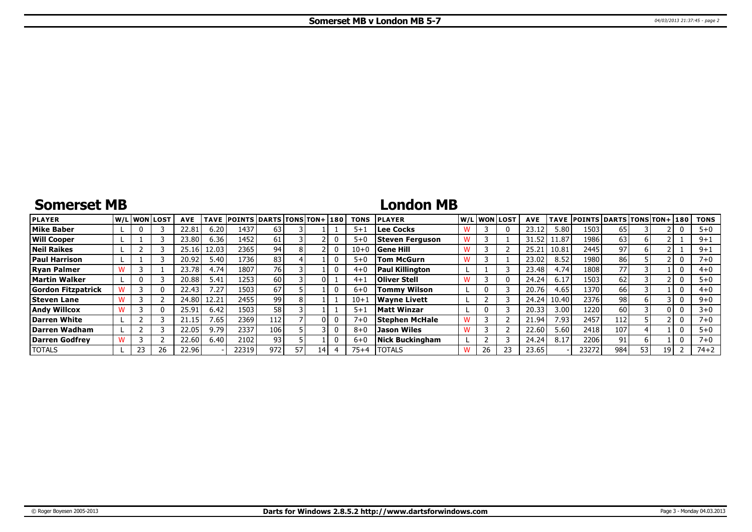# Somerset MB v London MB 5-7

## Somerset MB

| PLAYER | W/L | WON | LOST | AVE | TAVE | POINTS | DARTS | TONS | TON+ | 180 | TONS |
|---|---|---|---|---|---|---|---|---|---|---|---|
| Mike Baber | L | 0 | 3 | 22.81 | 6.20 | 1437 | 63 | 3 | 1 | 1 | 5+1 |
| Will Cooper | L | 1 | 3 | 23.80 | 6.36 | 1452 | 61 | 3 | 2 | 0 | 5+0 |
| Neil Raikes | L | 2 | 3 | 25.16 | 12.03 | 2365 | 94 | 8 | 2 | 0 | 10+0 |
| Paul Harrison | L | 1 | 3 | 20.92 | 5.40 | 1736 | 83 | 4 | 1 | 0 | 5+0 |
| Ryan Palmer | W | 3 | 1 | 23.78 | 4.74 | 1807 | 76 | 3 | 1 | 0 | 4+0 |
| Martin Walker | L | 0 | 3 | 20.88 | 5.41 | 1253 | 60 | 3 | 0 | 1 | 4+1 |
| Gordon Fitzpatrick | W | 3 | 0 | 22.43 | 7.27 | 1503 | 67 | 5 | 1 | 0 | 6+0 |
| Steven Lane | W | 3 | 2 | 24.80 | 12.21 | 2455 | 99 | 8 | 1 | 1 | 10+1 |
| Andy Willcox | W | 3 | 0 | 25.91 | 6.42 | 1503 | 58 | 3 | 1 | 1 | 5+1 |
| Darren White | L | 2 | 3 | 21.15 | 7.65 | 2369 | 112 | 7 | 0 | 0 | 7+0 |
| Darren Wadham | L | 2 | 3 | 22.05 | 9.79 | 2337 | 106 | 5 | 3 | 0 | 8+0 |
| Darren Godfrey | W | 3 | 2 | 22.60 | 6.40 | 2102 | 93 | 5 | 1 | 0 | 6+0 |
| TOTALS | L | 23 | 26 | 22.96 | - | 22319 | 972 | 57 | 14 | 4 | 75+4 |

## London MB

| PLAYER | W/L | WON | LOST | AVE | TAVE | POINTS | DARTS | TONS | TON+ | 180 | TONS |
|---|---|---|---|---|---|---|---|---|---|---|---|
| Lee Cocks | W | 3 | 0 | 23.12 | 5.80 | 1503 | 65 | 3 | 2 | 0 | 5+0 |
| Steven Ferguson | W | 3 | 1 | 31.52 | 11.87 | 1986 | 63 | 6 | 2 | 1 | 9+1 |
| Gene Hill | W | 3 | 2 | 25.21 | 10.81 | 2445 | 97 | 6 | 2 | 1 | 9+1 |
| Tom McGurn | W | 3 | 1 | 23.02 | 8.52 | 1980 | 86 | 5 | 2 | 0 | 7+0 |
| Paul Killington | L | 1 | 3 | 23.48 | 4.74 | 1808 | 77 | 3 | 1 | 0 | 4+0 |
| Oliver Stell | W | 3 | 0 | 24.24 | 6.17 | 1503 | 62 | 3 | 2 | 0 | 5+0 |
| Tommy Wilson | L | 0 | 3 | 20.76 | 4.65 | 1370 | 66 | 3 | 1 | 0 | 4+0 |
| Wayne Livett | L | 2 | 3 | 24.24 | 10.40 | 2376 | 98 | 6 | 3 | 0 | 9+0 |
| Matt Winzar | L | 0 | 3 | 20.33 | 3.00 | 1220 | 60 | 3 | 0 | 0 | 3+0 |
| Stephen McHale | W | 3 | 2 | 21.94 | 7.93 | 2457 | 112 | 5 | 2 | 0 | 7+0 |
| Jason Wiles | W | 3 | 2 | 22.60 | 5.60 | 2418 | 107 | 4 | 1 | 0 | 5+0 |
| Nick Buckingham | L | 2 | 3 | 24.24 | 8.17 | 2206 | 91 | 6 | 1 | 0 | 7+0 |
| TOTALS | W | 26 | 23 | 23.65 | - | 23272 | 984 | 53 | 19 | 2 | 74+2 |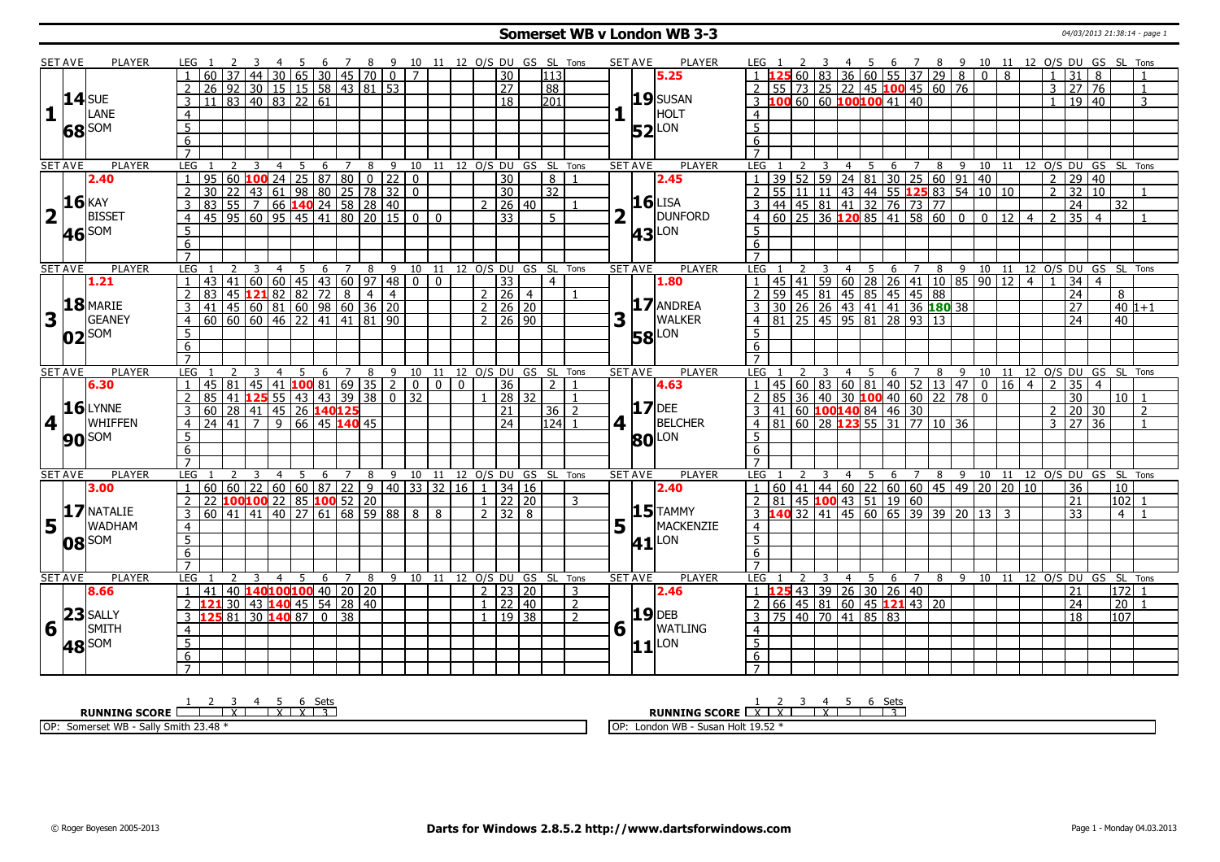# Somerset WB v London WB 3-3

04/03/2013 21:38:14 - page 1

| SET AVE | PLAYER | LEG | 1 | 2 | 3 | 4 | 5 | 6 | 7 | 8 | 9 | 10 | 11 | 12 | O/S | DU | GS | SL | Tons |
|---|---|---|---|---|---|---|---|---|---|---|---|---|---|---|---|---|---|---|---|
| 1 | 14.68 SUE LANE SOM | 1 | 60 | 37 | 44 | 30 | 65 | 30 | 45 | 70 | 0 | 7 | | | | 30 | | 113 | |
| | | 2 | 26 | 92 | 30 | 15 | 15 | 58 | 43 | 81 | 53 | | | | | 27 | | 88 | |
| | | 3 | 11 | 83 | 40 | 83 | 22 | 61 | | | | | | | | 18 | | 201 | |

| SET AVE | PLAYER | LEG | 1 | 2 | 3 | 4 | 5 | 6 | 7 | 8 | 9 | 10 | 11 | 12 | O/S | DU | GS | SL | Tons |
|---|---|---|---|---|---|---|---|---|---|---|---|---|---|---|---|---|---|---|---|
| 1 | 5.25 19.52 SUSAN HOLT LON | 1 | 125 | 60 | 83 | 36 | 60 | 55 | 37 | 29 | 8 | 0 | 8 | | 1 | 31 | 8 | | 1 |
| | | 2 | 55 | 73 | 25 | 22 | 45 | 100 | 45 | 60 | 76 | | | | 3 | 27 | 76 | | 1 |
| | | 3 | 100 | 60 | 60 | 100 | 100 | 41 | 40 | | | | | | 1 | 19 | 40 | | 3 |

| SET AVE | PLAYER | LEG | 1 | 2 | 3 | 4 | 5 | 6 | 7 | 8 | 9 | 10 | 11 | 12 | O/S | DU | GS | SL | Tons |
|---|---|---|---|---|---|---|---|---|---|---|---|---|---|---|---|---|---|---|---|
| 2 | 2.40 16.46 KAY BISSET SOM | 1 | 95 | 60 | 100 | 24 | 25 | 87 | 80 | 0 | 22 | 0 | | | | 30 | | 8 | 1 |
| | | 2 | 30 | 22 | 43 | 61 | 98 | 80 | 25 | 78 | 32 | 0 | | | | 30 | | 32 | |
| | | 3 | 83 | 55 | 7 | 66 | 140 | 24 | 58 | 28 | 40 | | | | 2 | 26 | 40 | | 1 |
| | | 4 | 45 | 95 | 60 | 95 | 45 | 41 | 80 | 20 | 15 | 0 | 0 | | | 33 | | 5 | |

| SET AVE | PLAYER | LEG | 1 | 2 | 3 | 4 | 5 | 6 | 7 | 8 | 9 | 10 | 11 | 12 | O/S | DU | GS | SL | Tons |
|---|---|---|---|---|---|---|---|---|---|---|---|---|---|---|---|---|---|---|---|
| 2 | 2.45 16.43 LISA DUNFORD LON | 1 | 39 | 52 | 59 | 24 | 81 | 30 | 25 | 60 | 91 | 40 | | | 2 | 29 | 40 | | |
| | | 2 | 55 | 11 | 11 | 43 | 44 | 55 | 125 | 83 | 54 | 10 | 10 | | 2 | 32 | 10 | | 1 |
| | | 3 | 44 | 45 | 81 | 41 | 32 | 76 | 73 | 77 | | | | | | 24 | | 32 | |
| | | 4 | 60 | 25 | 36 | 120 | 85 | 41 | 58 | 60 | 0 | 0 | 12 | 4 | 2 | 35 | 4 | | 1 |

| SET AVE | PLAYER | LEG | 1 | 2 | 3 | 4 | 5 | 6 | 7 | 8 | 9 | 10 | 11 | 12 | O/S | DU | GS | SL | Tons |
|---|---|---|---|---|---|---|---|---|---|---|---|---|---|---|---|---|---|---|---|
| 3 | 1.21 18.02 MARIE GEANEY SOM | 1 | 43 | 41 | 60 | 60 | 45 | 43 | 60 | 97 | 48 | 0 | 0 | | | 33 | | 4 | |
| | | 2 | 83 | 45 | 121 | 82 | 82 | 72 | 8 | 4 | 4 | | | | 2 | 26 | 4 | | 1 |
| | | 3 | 41 | 45 | 60 | 81 | 60 | 98 | 60 | 36 | 20 | | | | 2 | 26 | 20 | | |
| | | 4 | 60 | 60 | 60 | 46 | 22 | 41 | 41 | 81 | 90 | | | | 2 | 26 | 90 | | |

| SET AVE | PLAYER | LEG | 1 | 2 | 3 | 4 | 5 | 6 | 7 | 8 | 9 | 10 | 11 | 12 | O/S | DU | GS | SL | Tons |
|---|---|---|---|---|---|---|---|---|---|---|---|---|---|---|---|---|---|---|---|
| 3 | 1.80 17.58 ANDREA WALKER LON | 1 | 45 | 41 | 59 | 60 | 28 | 26 | 41 | 10 | 85 | 90 | 12 | 4 | 1 | 34 | 4 | | |
| | | 2 | 59 | 45 | 81 | 45 | 85 | 45 | 45 | 88 | | | | | | 24 | | 8 | |
| | | 3 | 30 | 26 | 26 | 43 | 41 | 41 | 36 | 180 | 38 | | | | | 27 | | 40 | 1+1 |
| | | 4 | 81 | 25 | 45 | 95 | 81 | 28 | 93 | 13 | | | | | | 24 | | 40 | |

| SET AVE | PLAYER | LEG | 1 | 2 | 3 | 4 | 5 | 6 | 7 | 8 | 9 | 10 | 11 | 12 | O/S | DU | GS | SL | Tons |
|---|---|---|---|---|---|---|---|---|---|---|---|---|---|---|---|---|---|---|---|
| 4 | 6.30 16.90 LYNNE WHIFFEN SOM | 1 | 45 | 81 | 45 | 41 | 100 | 81 | 69 | 35 | 2 | 0 | 0 | 0 | | 36 | | 2 | 1 |
| | | 2 | 85 | 41 | 125 | 55 | 43 | 43 | 39 | 38 | 0 | 32 | | | 1 | 28 | 32 | | 1 |
| | | 3 | 60 | 28 | 41 | 45 | 26 | 140 | 125 | | | | | | | 21 | | 36 | 2 |
| | | 4 | 24 | 41 | 7 | 9 | 66 | 45 | 140 | 45 | | | | | | 24 | | 124 | 1 |

| SET AVE | PLAYER | LEG | 1 | 2 | 3 | 4 | 5 | 6 | 7 | 8 | 9 | 10 | 11 | 12 | O/S | DU | GS | SL | Tons |
|---|---|---|---|---|---|---|---|---|---|---|---|---|---|---|---|---|---|---|---|
| 4 | 4.63 17.80 DEE BELCHER LON | 1 | 45 | 60 | 83 | 60 | 81 | 40 | 52 | 13 | 47 | 0 | 16 | 4 | 2 | 35 | 4 | | |
| | | 2 | 85 | 36 | 40 | 30 | 100 | 40 | 60 | 22 | 78 | 0 | | | | 30 | | 10 | 1 |
| | | 3 | 41 | 60 | 100 | 140 | 84 | 46 | 30 | | | | | | 2 | 20 | 30 | | 2 |
| | | 4 | 81 | 60 | 28 | 123 | 55 | 31 | 77 | 10 | 36 | | | | 3 | 27 | 36 | | 1 |

| SET AVE | PLAYER | LEG | 1 | 2 | 3 | 4 | 5 | 6 | 7 | 8 | 9 | 10 | 11 | 12 | O/S | DU | GS | SL | Tons |
|---|---|---|---|---|---|---|---|---|---|---|---|---|---|---|---|---|---|---|---|
| 5 | 3.00 17.08 NATALIE WADHAM SOM | 1 | 60 | 60 | 22 | 60 | 60 | 87 | 22 | 9 | 40 | 33 | 32 | 16 | 1 | 34 | 16 | | |
| | | 2 | 22 | 100 | 100 | 22 | 85 | 100 | 52 | 20 | | | | | 1 | 22 | 20 | | 3 |
| | | 3 | 60 | 41 | 41 | 40 | 27 | 61 | 68 | 59 | 88 | 8 | 8 | | 2 | 32 | 8 | | |

| SET AVE | PLAYER | LEG | 1 | 2 | 3 | 4 | 5 | 6 | 7 | 8 | 9 | 10 | 11 | 12 | O/S | DU | GS | SL | Tons |
|---|---|---|---|---|---|---|---|---|---|---|---|---|---|---|---|---|---|---|---|
| 5 | 2.40 15.41 TAMMY MACKENZIE LON | 1 | 60 | 41 | 44 | 60 | 22 | 60 | 60 | 45 | 49 | 20 | 20 | 10 | | 36 | | 10 | |
| | | 2 | 81 | 45 | 100 | 43 | 51 | 19 | 60 | | | | | | | 21 | | 102 | 1 |
| | | 3 | 140 | 32 | 41 | 45 | 60 | 65 | 39 | 39 | 20 | 13 | 3 | | | 33 | | 4 | 1 |

| SET AVE | PLAYER | LEG | 1 | 2 | 3 | 4 | 5 | 6 | 7 | 8 | 9 | 10 | 11 | 12 | O/S | DU | GS | SL | Tons |
|---|---|---|---|---|---|---|---|---|---|---|---|---|---|---|---|---|---|---|---|
| 6 | 8.66 23.48 SALLY SMITH SOM | 1 | 41 | 40 | 140 | 100 | 100 | 40 | 20 | 20 | | | | | 2 | 23 | 20 | | 3 |
| | | 2 | 121 | 30 | 43 | 140 | 45 | 54 | 28 | 40 | | | | | 1 | 22 | 40 | | 2 |
| | | 3 | 125 | 81 | 30 | 140 | 87 | 0 | 38 | | | | | | 1 | 19 | 38 | | 2 |

| SET AVE | PLAYER | LEG | 1 | 2 | 3 | 4 | 5 | 6 | 7 | 8 | 9 | 10 | 11 | 12 | O/S | DU | GS | SL | Tons |
|---|---|---|---|---|---|---|---|---|---|---|---|---|---|---|---|---|---|---|---|
| 6 | 2.46 19.11 DEB WATLING LON | 1 | 125 | 43 | 39 | 26 | 30 | 26 | 40 | | | | | | | 21 | | 172 | 1 |
| | | 2 | 66 | 45 | 81 | 60 | 45 | 121 | 43 | 20 | | | | | | 24 | | 20 | 1 |
| | | 3 | 75 | 40 | 70 | 41 | 85 | 83 | | | | | | | | 18 | | 107 | |

| RUNNING SCORE | 1 | 2 | 3 | 4 | 5 | 6 | Sets |
|---|---|---|---|---|---|---|---|
| Somerset WB | | X | | X | X | | 3 |
| London WB | X | X | | X | | | 3 |

OP: Somerset WB - Sally Smith 23.48 *

OP: London WB - Susan Holt 19.52 *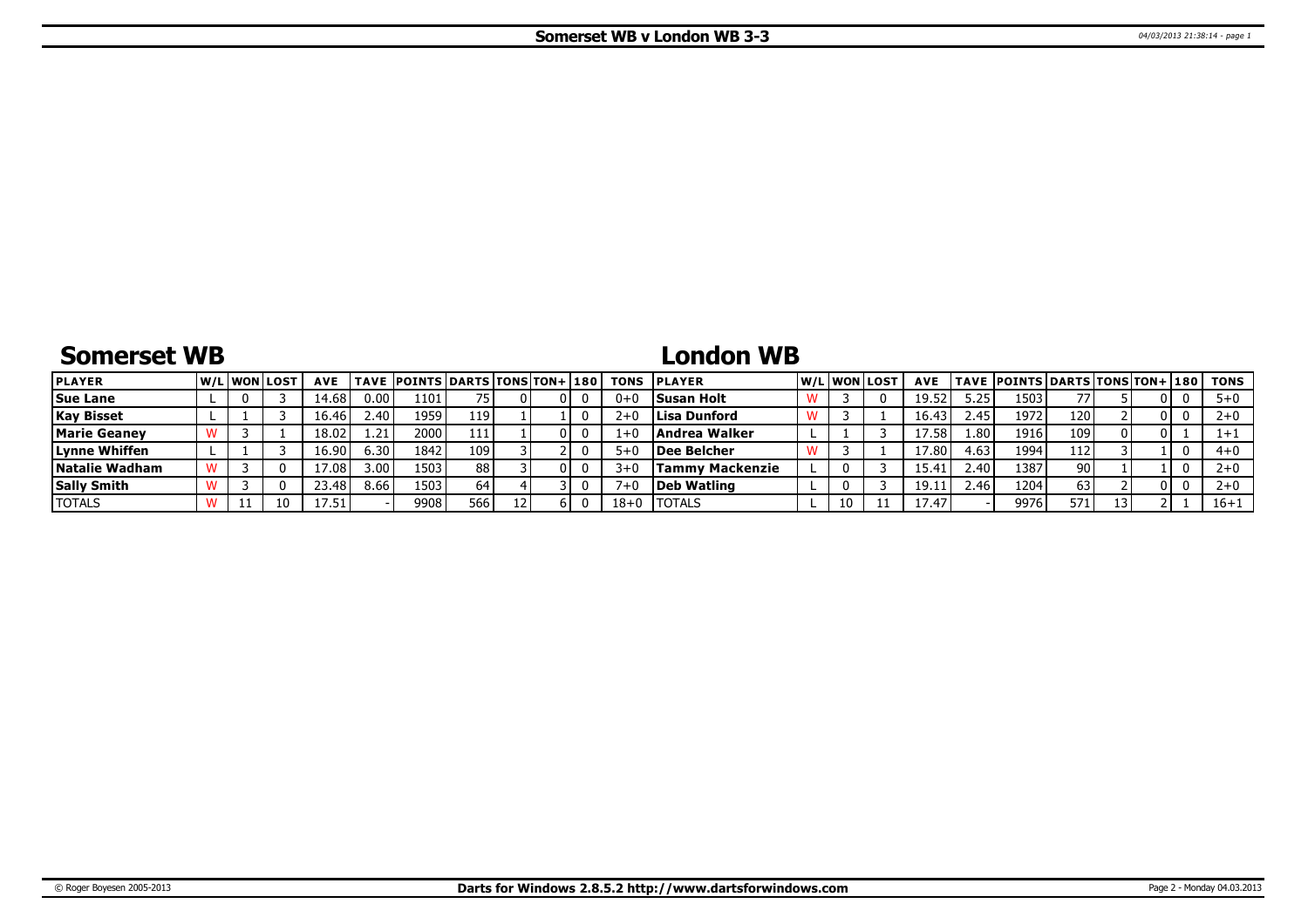# Somerset WB v London WB 3-3

## Somerset WB

## London WB

| PLAYER | W/L | WON | LOST | AVE | TAVE | POINTS | DARTS | TONS | TON+ | 180 | TONS | PLAYER | W/L | WON | LOST | AVE | TAVE | POINTS | DARTS | TONS | TON+ | 180 | TONS |
|---|---|---|---|---|---|---|---|---|---|---|---|---|---|---|---|---|---|---|---|---|---|---|---|
| **Sue Lane** | L | 0 | 3 | 14.68 | 0.00 | 1101 | 75 | 0 | 0 | 0 | 0+0 | **Susan Holt** | W | 3 | 0 | 19.52 | 5.25 | 1503 | 77 | 5 | 0 | 0 | 5+0 |
| **Kay Bisset** | L | 1 | 3 | 16.46 | 2.40 | 1959 | 119 | 1 | 1 | 0 | 2+0 | **Lisa Dunford** | W | 3 | 1 | 16.43 | 2.45 | 1972 | 120 | 2 | 0 | 0 | 2+0 |
| **Marie Geaney** | W | 3 | 1 | 18.02 | 1.21 | 2000 | 111 | 1 | 0 | 0 | 1+0 | **Andrea Walker** | L | 1 | 3 | 17.58 | 1.80 | 1916 | 109 | 0 | 0 | 1 | 1+1 |
| **Lynne Whiffen** | L | 1 | 3 | 16.90 | 6.30 | 1842 | 109 | 3 | 2 | 0 | 5+0 | **Dee Belcher** | W | 3 | 1 | 17.80 | 4.63 | 1994 | 112 | 3 | 1 | 0 | 4+0 |
| **Natalie Wadham** | W | 3 | 0 | 17.08 | 3.00 | 1503 | 88 | 3 | 0 | 0 | 3+0 | **Tammy Mackenzie** | L | 0 | 3 | 15.41 | 2.40 | 1387 | 90 | 1 | 1 | 0 | 2+0 |
| **Sally Smith** | W | 3 | 0 | 23.48 | 8.66 | 1503 | 64 | 4 | 3 | 0 | 7+0 | **Deb Watling** | L | 0 | 3 | 19.11 | 2.46 | 1204 | 63 | 2 | 0 | 0 | 2+0 |
| TOTALS | W | 11 | 10 | 17.51 | - | 9908 | 566 | 12 | 6 | 0 | 18+0 | TOTALS | L | 10 | 11 | 17.47 | - | 9976 | 571 | 13 | 2 | 1 | 16+1 |

© Roger Boyesen 2005-2013 **Darts for Windows 2.8.5.2 http://www.dartsforwindows.com**